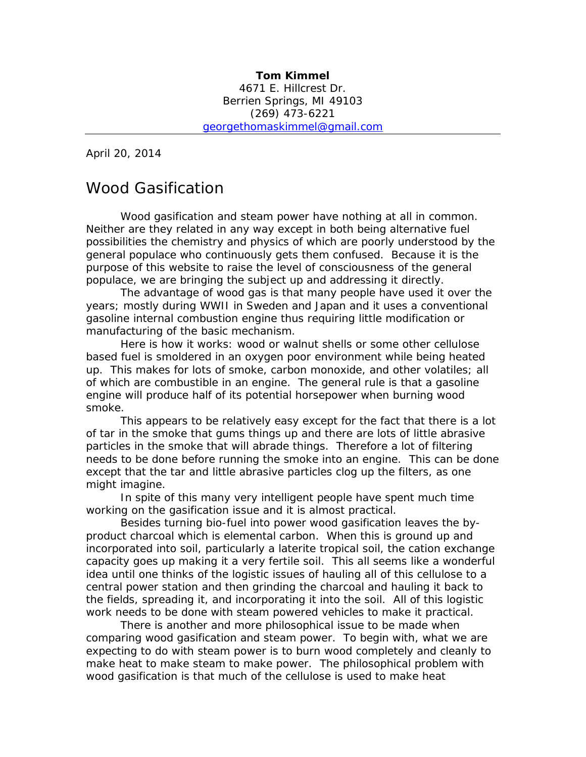**Tom Kimmel**
4671 E. Hillcrest Dr.
Berrien Springs, MI 49103
(269) 473-6221
georgethomaskimmel@gmail.com

---

April 20, 2014

# Wood Gasification

Wood gasification and steam power have nothing at all in common. Neither are they related in any way except in both being alternative fuel possibilities the chemistry and physics of which are poorly understood by the general populace who continuously gets them confused. Because it is the purpose of this website to raise the level of consciousness of the general populace, we are bringing the subject up and addressing it directly.

The advantage of wood gas is that many people have used it over the years; mostly during WWII in Sweden and Japan and it uses a conventional gasoline internal combustion engine thus requiring little modification or manufacturing of the basic mechanism.

Here is how it works: wood or walnut shells or some other cellulose based fuel is smoldered in an oxygen poor environment while being heated up. This makes for lots of smoke, carbon monoxide, and other volatiles; all of which are combustible in an engine. The general rule is that a gasoline engine will produce half of its potential horsepower when burning wood smoke.

This appears to be relatively easy except for the fact that there is a lot of tar in the smoke that gums things up and there are lots of little abrasive particles in the smoke that will abrade things. Therefore a lot of filtering needs to be done before running the smoke into an engine. This can be done except that the tar and little abrasive particles clog up the filters, as one might imagine.

In spite of this many very intelligent people have spent much time working on the gasification issue and it is almost practical.

Besides turning bio-fuel into power wood gasification leaves the by-product charcoal which is elemental carbon. When this is ground up and incorporated into soil, particularly a laterite tropical soil, the cation exchange capacity goes up making it a very fertile soil. This all seems like a wonderful idea until one thinks of the logistic issues of hauling all of this cellulose to a central power station and then grinding the charcoal and hauling it back to the fields, spreading it, and incorporating it into the soil. All of this logistic work needs to be done with steam powered vehicles to make it practical.

There is another and more philosophical issue to be made when comparing wood gasification and steam power. To begin with, what we are expecting to do with steam power is to burn wood completely and cleanly to make heat to make steam to make power. The philosophical problem with wood gasification is that much of the cellulose is used to make heat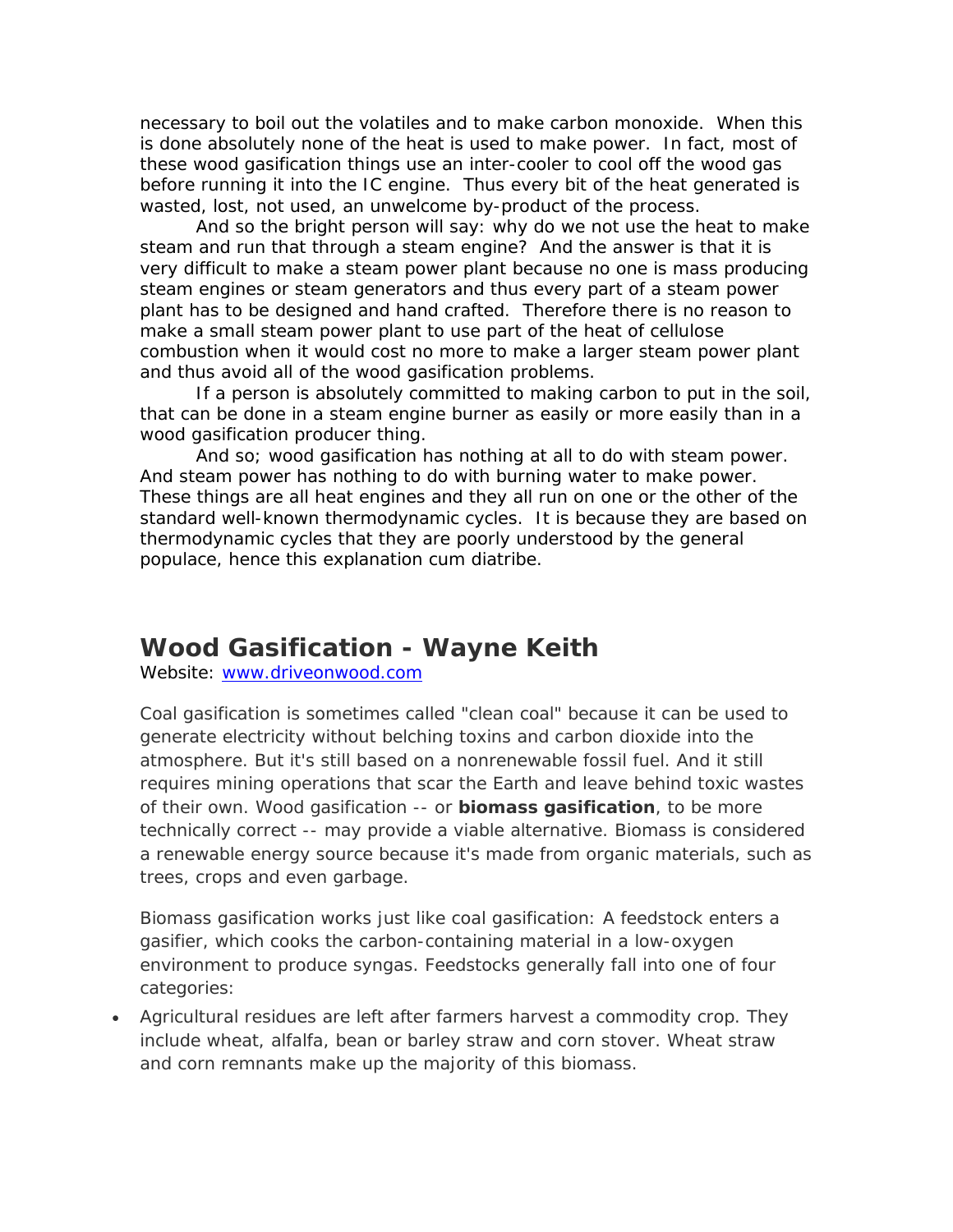necessary to boil out the volatiles and to make carbon monoxide. When this is done absolutely none of the heat is used to make power. In fact, most of these wood gasification things use an inter-cooler to cool off the wood gas before running it into the IC engine. Thus every bit of the heat generated is wasted, lost, not used, an unwelcome by-product of the process.

And so the bright person will say: why do we not use the heat to make steam and run that through a steam engine? And the answer is that it is very difficult to make a steam power plant because no one is mass producing steam engines or steam generators and thus every part of a steam power plant has to be designed and hand crafted. Therefore there is no reason to make a small steam power plant to use part of the heat of cellulose combustion when it would cost no more to make a larger steam power plant and thus avoid all of the wood gasification problems.

If a person is absolutely committed to making carbon to put in the soil, that can be done in a steam engine burner as easily or more easily than in a wood gasification producer thing.

And so; wood gasification has nothing at all to do with steam power. And steam power has nothing to do with burning water to make power. These things are all heat engines and they all run on one or the other of the standard well-known thermodynamic cycles. It is because they are based on thermodynamic cycles that they are poorly understood by the general populace, hence this explanation cum diatribe.

## Wood Gasification - Wayne Keith

Website: [www.driveonwood.com](http://www.driveonwood.com)

Coal gasification is sometimes called "clean coal" because it can be used to generate electricity without belching toxins and carbon dioxide into the atmosphere. But it's still based on a nonrenewable fossil fuel. And it still requires mining operations that scar the Earth and leave behind toxic wastes of their own. Wood gasification -- or **biomass gasification**, to be more technically correct -- may provide a viable alternative. Biomass is considered a renewable energy source because it's made from organic materials, such as trees, crops and even garbage.

Biomass gasification works just like coal gasification: A feedstock enters a gasifier, which cooks the carbon-containing material in a low-oxygen environment to produce syngas. Feedstocks generally fall into one of four categories:

- Agricultural residues are left after farmers harvest a commodity crop. They include wheat, alfalfa, bean or barley straw and corn stover. Wheat straw and corn remnants make up the majority of this biomass.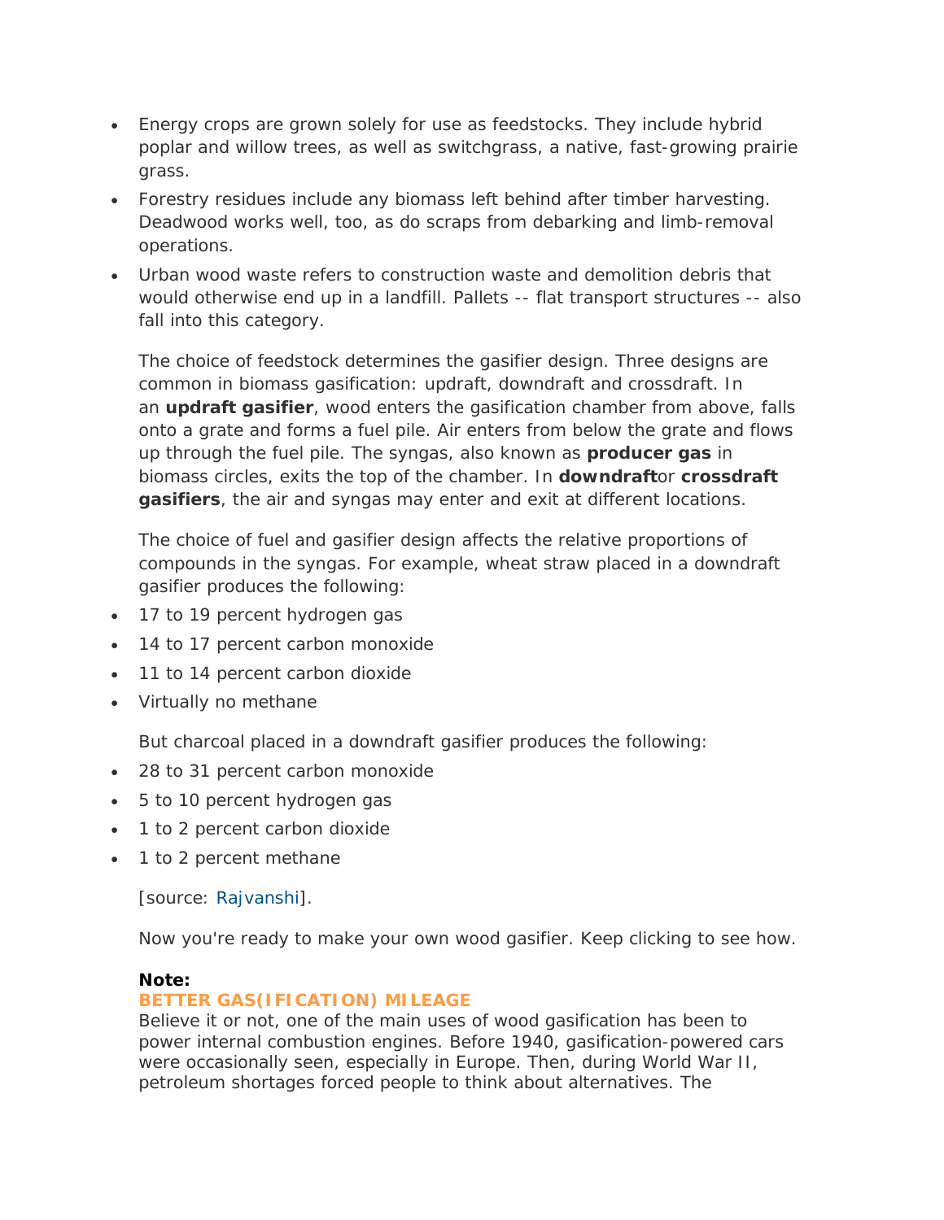- Energy crops are grown solely for use as feedstocks. They include hybrid poplar and willow trees, as well as switchgrass, a native, fast-growing prairie grass.
- Forestry residues include any biomass left behind after timber harvesting. Deadwood works well, too, as do scraps from debarking and limb-removal operations.
- Urban wood waste refers to construction waste and demolition debris that would otherwise end up in a landfill. Pallets -- flat transport structures -- also fall into this category.

The choice of feedstock determines the gasifier design. Three designs are common in biomass gasification: updraft, downdraft and crossdraft. In an **updraft gasifier**, wood enters the gasification chamber from above, falls onto a grate and forms a fuel pile. Air enters from below the grate and flows up through the fuel pile. The syngas, also known as **producer gas** in biomass circles, exits the top of the chamber. In **downdraft**or **crossdraft gasifiers**, the air and syngas may enter and exit at different locations.

The choice of fuel and gasifier design affects the relative proportions of compounds in the syngas. For example, wheat straw placed in a downdraft gasifier produces the following:

- 17 to 19 percent hydrogen gas
- 14 to 17 percent carbon monoxide
- 11 to 14 percent carbon dioxide
- Virtually no methane

But charcoal placed in a downdraft gasifier produces the following:

- 28 to 31 percent carbon monoxide
- 5 to 10 percent hydrogen gas
- 1 to 2 percent carbon dioxide
- 1 to 2 percent methane

[source: Rajvanshi].

Now you're ready to make your own wood gasifier. Keep clicking to see how.

**Note:**
**BETTER GAS(IFICATION) MILEAGE**
Believe it or not, one of the main uses of wood gasification has been to power internal combustion engines. Before 1940, gasification-powered cars were occasionally seen, especially in Europe. Then, during World War II, petroleum shortages forced people to think about alternatives. The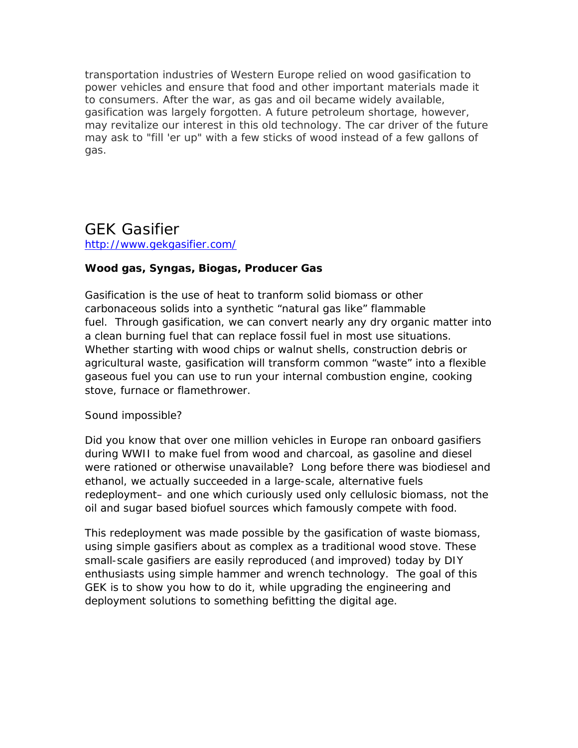transportation industries of Western Europe relied on wood gasification to power vehicles and ensure that food and other important materials made it to consumers. After the war, as gas and oil became widely available, gasification was largely forgotten. A future petroleum shortage, however, may revitalize our interest in this old technology. The car driver of the future may ask to "fill 'er up" with a few sticks of wood instead of a few gallons of gas.

# GEK Gasifier

http://www.gekgasifier.com/

**Wood gas, Syngas, Biogas, Producer Gas**

Gasification is the use of heat to tranform solid biomass or other carbonaceous solids into a synthetic “natural gas like” flammable fuel. Through gasification, we can convert nearly any dry organic matter into a clean burning fuel that can replace fossil fuel in most use situations. Whether starting with wood chips or walnut shells, construction debris or agricultural waste, gasification will transform common “waste” into a flexible gaseous fuel you can use to run your internal combustion engine, cooking stove, furnace or flamethrower.

Sound impossible?

Did you know that over one million vehicles in Europe ran onboard gasifiers during WWII to make fuel from wood and charcoal, as gasoline and diesel were rationed or otherwise unavailable? Long before there was biodiesel and ethanol, we actually succeeded in a large-scale, alternative fuels redeployment– and one which curiously used only cellulosic biomass, not the oil and sugar based biofuel sources which famously compete with food.

This redeployment was made possible by the gasification of waste biomass, using simple gasifiers about as complex as a traditional wood stove. These small-scale gasifiers are easily reproduced (and improved) today by DIY enthusiasts using simple hammer and wrench technology. The goal of this GEK is to show you how to do it, while upgrading the engineering and deployment solutions to something befitting the digital age.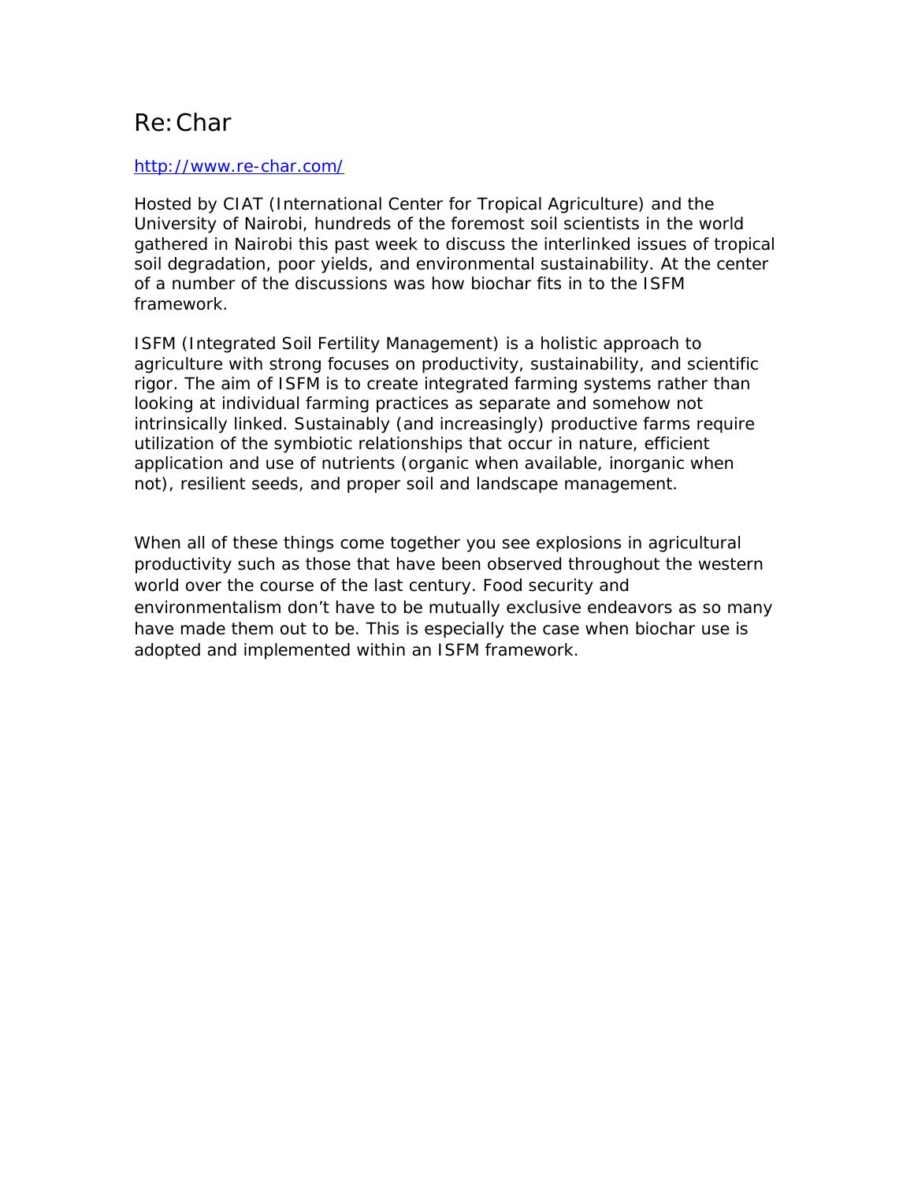## Re: Char

http://www.re-char.com/

Hosted by CIAT (International Center for Tropical Agriculture) and the University of Nairobi, hundreds of the foremost soil scientists in the world gathered in Nairobi this past week to discuss the interlinked issues of tropical soil degradation, poor yields, and environmental sustainability. At the center of a number of the discussions was how biochar fits in to the ISFM framework.

ISFM (Integrated Soil Fertility Management) is a holistic approach to agriculture with strong focuses on productivity, sustainability, and scientific rigor. The aim of ISFM is to create integrated farming systems rather than looking at individual farming practices as separate and somehow not intrinsically linked. Sustainably (and increasingly) productive farms require utilization of the symbiotic relationships that occur in nature, efficient application and use of nutrients (organic when available, inorganic when not), resilient seeds, and proper soil and landscape management.

When all of these things come together you see explosions in agricultural productivity such as those that have been observed throughout the western world over the course of the last century. Food security and environmentalism don't have to be mutually exclusive endeavors as so many have made them out to be. This is especially the case when biochar use is adopted and implemented within an ISFM framework.